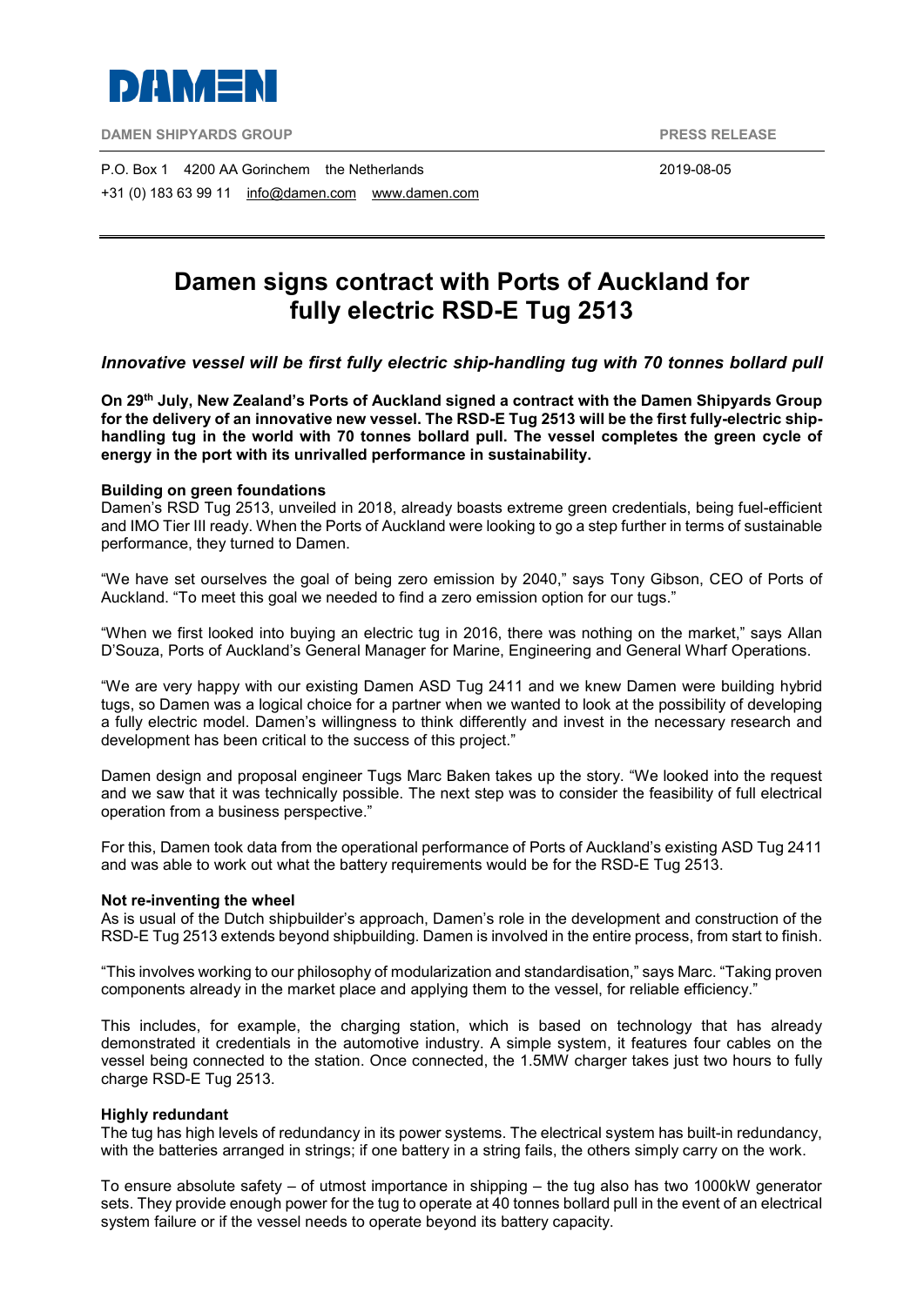**DAMEN**

**DAMEN SHIPYARDS GROUP** **PRESS RELEASE**

P.O. Box 1 4200 AA Gorinchem the Netherlands 2019-08-05

+31 (0) 183 63 99 11 info@damen.com www.damen.com

# Damen signs contract with Ports of Auckland for fully electric RSD-E Tug 2513

## *Innovative vessel will be first fully electric ship-handling tug with 70 tonnes bollard pull*

**On 29th July, New Zealand's Ports of Auckland signed a contract with the Damen Shipyards Group for the delivery of an innovative new vessel. The RSD-E Tug 2513 will be the first fully-electric ship-handling tug in the world with 70 tonnes bollard pull. The vessel completes the green cycle of energy in the port with its unrivalled performance in sustainability.**

### Building on green foundations

Damen's RSD Tug 2513, unveiled in 2018, already boasts extreme green credentials, being fuel-efficient and IMO Tier III ready. When the Ports of Auckland were looking to go a step further in terms of sustainable performance, they turned to Damen.

"We have set ourselves the goal of being zero emission by 2040," says Tony Gibson, CEO of Ports of Auckland. "To meet this goal we needed to find a zero emission option for our tugs."

"When we first looked into buying an electric tug in 2016, there was nothing on the market," says Allan D'Souza, Ports of Auckland's General Manager for Marine, Engineering and General Wharf Operations.

"We are very happy with our existing Damen ASD Tug 2411 and we knew Damen were building hybrid tugs, so Damen was a logical choice for a partner when we wanted to look at the possibility of developing a fully electric model. Damen's willingness to think differently and invest in the necessary research and development has been critical to the success of this project."

Damen design and proposal engineer Tugs Marc Baken takes up the story. "We looked into the request and we saw that it was technically possible. The next step was to consider the feasibility of full electrical operation from a business perspective."

For this, Damen took data from the operational performance of Ports of Auckland's existing ASD Tug 2411 and was able to work out what the battery requirements would be for the RSD-E Tug 2513.

### Not re-inventing the wheel

As is usual of the Dutch shipbuilder's approach, Damen's role in the development and construction of the RSD-E Tug 2513 extends beyond shipbuilding. Damen is involved in the entire process, from start to finish.

"This involves working to our philosophy of modularization and standardisation," says Marc. "Taking proven components already in the market place and applying them to the vessel, for reliable efficiency."

This includes, for example, the charging station, which is based on technology that has already demonstrated it credentials in the automotive industry. A simple system, it features four cables on the vessel being connected to the station. Once connected, the 1.5MW charger takes just two hours to fully charge RSD-E Tug 2513.

### Highly redundant

The tug has high levels of redundancy in its power systems. The electrical system has built-in redundancy, with the batteries arranged in strings; if one battery in a string fails, the others simply carry on the work.

To ensure absolute safety – of utmost importance in shipping – the tug also has two 1000kW generator sets. They provide enough power for the tug to operate at 40 tonnes bollard pull in the event of an electrical system failure or if the vessel needs to operate beyond its battery capacity.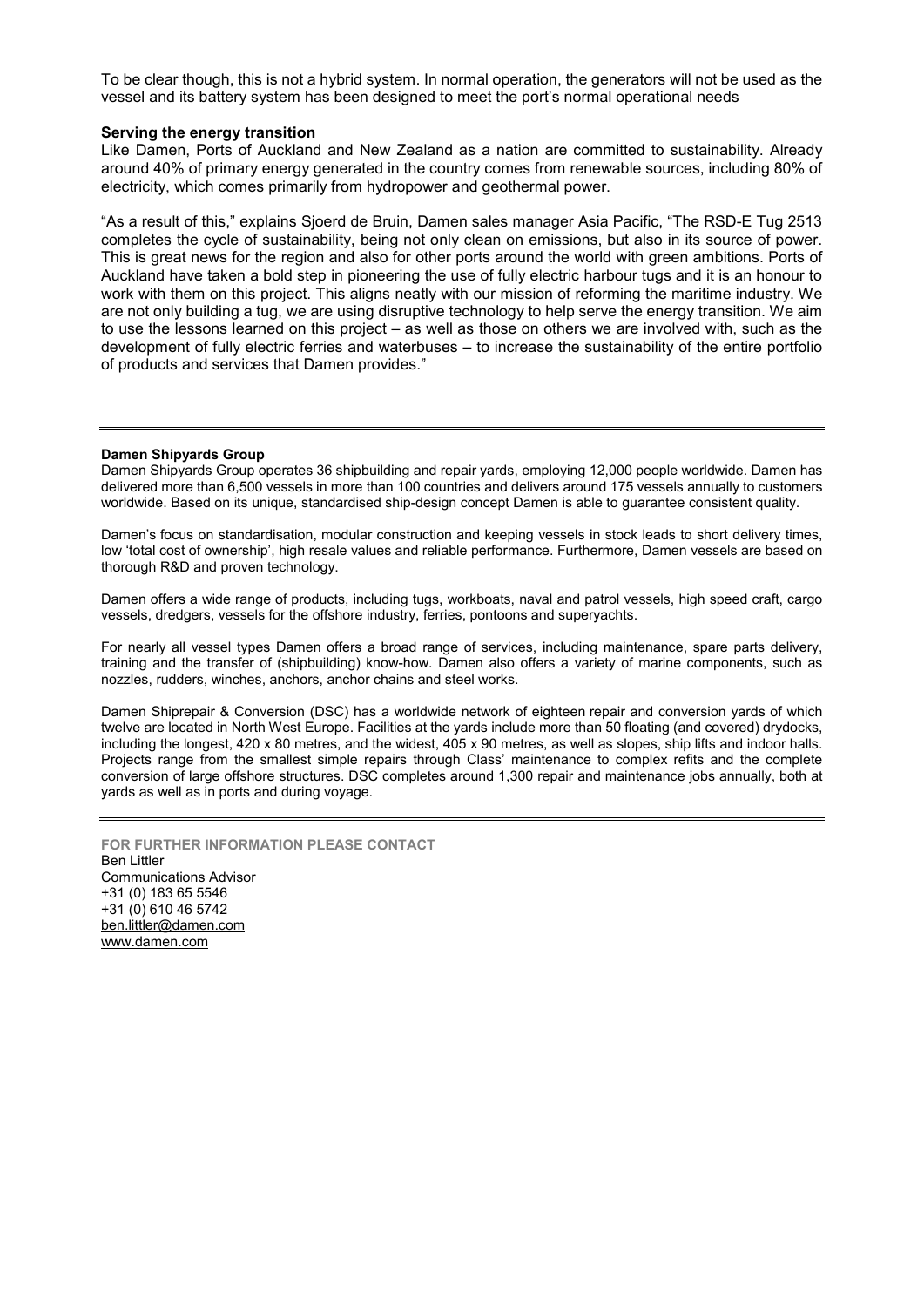To be clear though, this is not a hybrid system. In normal operation, the generators will not be used as the vessel and its battery system has been designed to meet the port's normal operational needs

**Serving the energy transition**

Like Damen, Ports of Auckland and New Zealand as a nation are committed to sustainability. Already around 40% of primary energy generated in the country comes from renewable sources, including 80% of electricity, which comes primarily from hydropower and geothermal power.

"As a result of this," explains Sjoerd de Bruin, Damen sales manager Asia Pacific, "The RSD-E Tug 2513 completes the cycle of sustainability, being not only clean on emissions, but also in its source of power. This is great news for the region and also for other ports around the world with green ambitions. Ports of Auckland have taken a bold step in pioneering the use of fully electric harbour tugs and it is an honour to work with them on this project. This aligns neatly with our mission of reforming the maritime industry. We are not only building a tug, we are using disruptive technology to help serve the energy transition. We aim to use the lessons learned on this project – as well as those on others we are involved with, such as the development of fully electric ferries and waterbuses – to increase the sustainability of the entire portfolio of products and services that Damen provides."

---

**Damen Shipyards Group**

Damen Shipyards Group operates 36 shipbuilding and repair yards, employing 12,000 people worldwide. Damen has delivered more than 6,500 vessels in more than 100 countries and delivers around 175 vessels annually to customers worldwide. Based on its unique, standardised ship-design concept Damen is able to guarantee consistent quality.

Damen's focus on standardisation, modular construction and keeping vessels in stock leads to short delivery times, low 'total cost of ownership', high resale values and reliable performance. Furthermore, Damen vessels are based on thorough R&D and proven technology.

Damen offers a wide range of products, including tugs, workboats, naval and patrol vessels, high speed craft, cargo vessels, dredgers, vessels for the offshore industry, ferries, pontoons and superyachts.

For nearly all vessel types Damen offers a broad range of services, including maintenance, spare parts delivery, training and the transfer of (shipbuilding) know-how. Damen also offers a variety of marine components, such as nozzles, rudders, winches, anchors, anchor chains and steel works.

Damen Shiprepair & Conversion (DSC) has a worldwide network of eighteen repair and conversion yards of which twelve are located in North West Europe. Facilities at the yards include more than 50 floating (and covered) drydocks, including the longest, 420 x 80 metres, and the widest, 405 x 90 metres, as well as slopes, ship lifts and indoor halls. Projects range from the smallest simple repairs through Class' maintenance to complex refits and the complete conversion of large offshore structures. DSC completes around 1,300 repair and maintenance jobs annually, both at yards as well as in ports and during voyage.

---

**FOR FURTHER INFORMATION PLEASE CONTACT**

Ben Littler
Communications Advisor
+31 (0) 183 65 5546
+31 (0) 610 46 5742
ben.littler@damen.com
www.damen.com